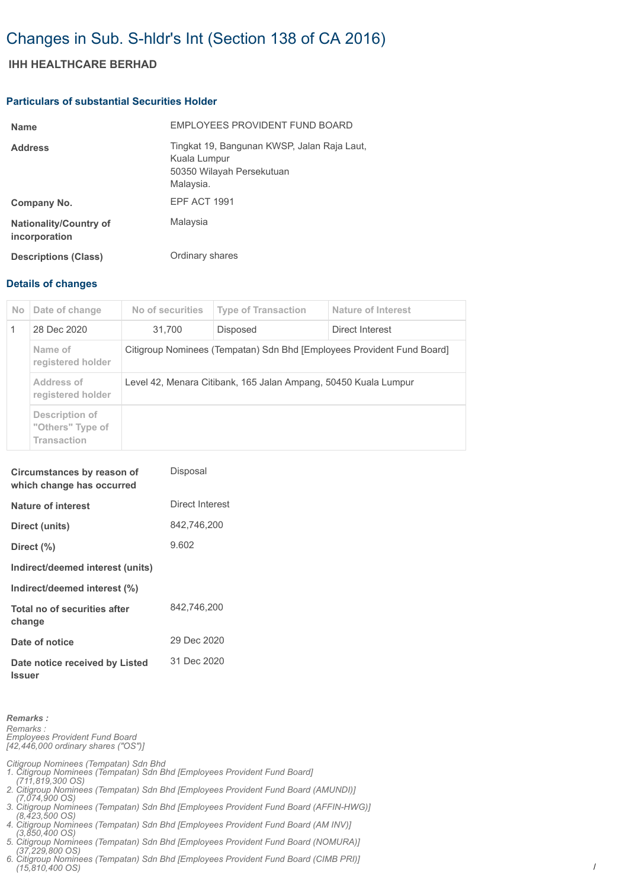# Changes in Sub. S-hldr's Int (Section 138 of CA 2016)

## IHH HEALTHCARE BERHAD

### Particulars of substantial Securities Holder

| | |
|---|---|
| **Name** | EMPLOYEES PROVIDENT FUND BOARD |
| **Address** | Tingkat 19, Bangunan KWSP, Jalan Raja Laut, Kuala Lumpur 50350 Wilayah Persekutuan Malaysia. |
| **Company No.** | EPF ACT 1991 |
| **Nationality/Country of incorporation** | Malaysia |
| **Descriptions (Class)** | Ordinary shares |

### Details of changes

| No | Date of change | No of securities | Type of Transaction | Nature of Interest |
|---|---|---|---|---|
| 1 | 28 Dec 2020 | 31,700 | Disposed | Direct Interest |
| | Name of registered holder | Citigroup Nominees (Tempatan) Sdn Bhd [Employees Provident Fund Board] | | |
| | Address of registered holder | Level 42, Menara Citibank, 165 Jalan Ampang, 50450 Kuala Lumpur | | |
| | Description of "Others" Type of Transaction | | | |

| | |
|---|---|
| **Circumstances by reason of which change has occurred** | Disposal |
| **Nature of interest** | Direct Interest |
| **Direct (units)** | 842,746,200 |
| **Direct (%)** | 9.602 |
| **Indirect/deemed interest (units)** | |
| **Indirect/deemed interest (%)** | |
| **Total no of securities after change** | 842,746,200 |
| **Date of notice** | 29 Dec 2020 |
| **Date notice received by Listed Issuer** | 31 Dec 2020 |

***Remarks :***

*Remarks :*
*Employees Provident Fund Board*
*[42,446,000 ordinary shares ("OS")]*

*Citigroup Nominees (Tempatan) Sdn Bhd*
1. *Citigroup Nominees (Tempatan) Sdn Bhd [Employees Provident Fund Board] (711,819,300 OS)*
2. *Citigroup Nominees (Tempatan) Sdn Bhd [Employees Provident Fund Board (AMUNDI)] (7,074,900 OS)*
3. *Citigroup Nominees (Tempatan) Sdn Bhd [Employees Provident Fund Board (AFFIN-HWG)] (8,423,500 OS)*
4. *Citigroup Nominees (Tempatan) Sdn Bhd [Employees Provident Fund Board (AM INV)] (3,850,400 OS)*
5. *Citigroup Nominees (Tempatan) Sdn Bhd [Employees Provident Fund Board (NOMURA)] (37,229,800 OS)*
6. *Citigroup Nominees (Tempatan) Sdn Bhd [Employees Provident Fund Board (CIMB PRI)] (15,810,400 OS)*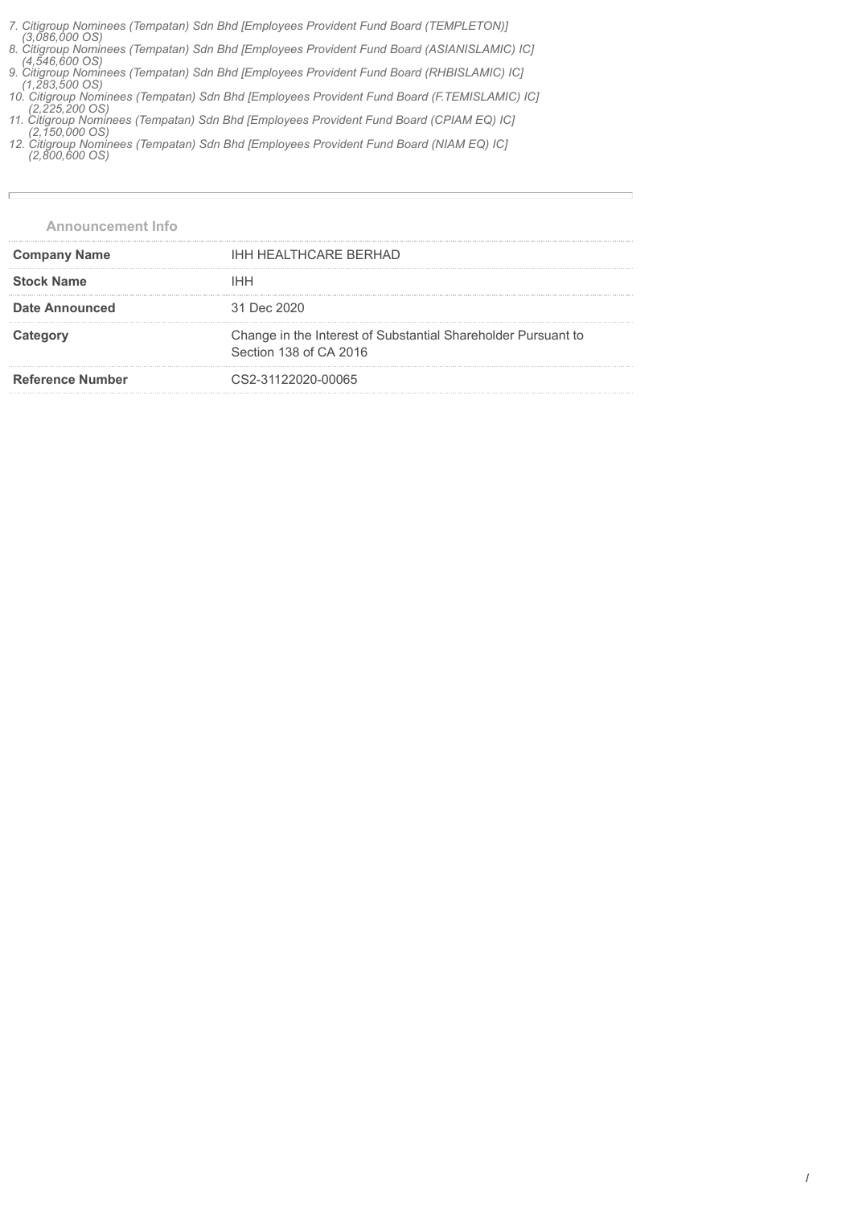*7. Citigroup Nominees (Tempatan) Sdn Bhd [Employees Provident Fund Board (TEMPLETON)] (3,086,000 OS)*
*8. Citigroup Nominees (Tempatan) Sdn Bhd [Employees Provident Fund Board (ASIANISLAMIC) IC] (4,546,600 OS)*
*9. Citigroup Nominees (Tempatan) Sdn Bhd [Employees Provident Fund Board (RHBISLAMIC) IC] (1,283,500 OS)*
*10. Citigroup Nominees (Tempatan) Sdn Bhd [Employees Provident Fund Board (F.TEMISLAMIC) IC] (2,225,200 OS)*
*11. Citigroup Nominees (Tempatan) Sdn Bhd [Employees Provident Fund Board (CPIAM EQ) IC] (2,150,000 OS)*
*12. Citigroup Nominees (Tempatan) Sdn Bhd [Employees Provident Fund Board (NIAM EQ) IC] (2,800,600 OS)*

### Announcement Info

| | |
|---|---|
| **Company Name** | IHH HEALTHCARE BERHAD |
| **Stock Name** | IHH |
| **Date Announced** | 31 Dec 2020 |
| **Category** | Change in the Interest of Substantial Shareholder Pursuant to Section 138 of CA 2016 |
| **Reference Number** | CS2-31122020-00065 |